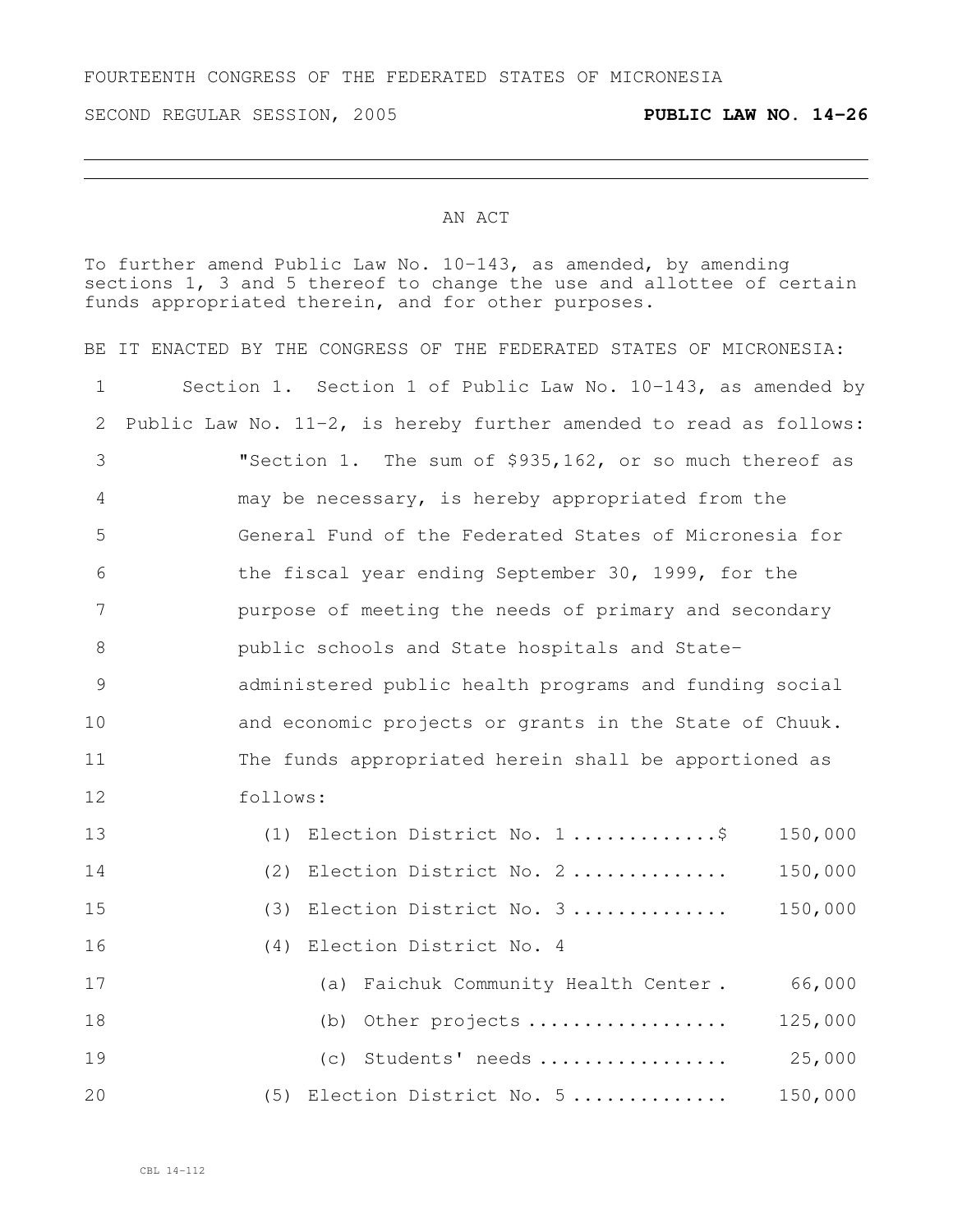FOURTEENTH CONGRESS OF THE FEDERATED STATES OF MICRONESIA

SECOND REGULAR SESSION, 2005 **PUBLIC LAW NO. 14-26**

---

AN ACT

To further amend Public Law No. 10-143, as amended, by amending sections 1, 3 and 5 thereof to change the use and allottee of certain funds appropriated therein, and for other purposes.

BE IT ENACTED BY THE CONGRESS OF THE FEDERATED STATES OF MICRONESIA:

1 Section 1. Section 1 of Public Law No. 10-143, as amended by
2 Public Law No. 11-2, is hereby further amended to read as follows:
3 "Section 1. The sum of $935,162, or so much thereof as
4 may be necessary, is hereby appropriated from the
5 General Fund of the Federated States of Micronesia for
6 the fiscal year ending September 30, 1999, for the
7 purpose of meeting the needs of primary and secondary
8 public schools and State hospitals and State-
9 administered public health programs and funding social
10 and economic projects or grants in the State of Chuuk.
11 The funds appropriated herein shall be apportioned as
12 follows:

13 (1) Election District No. 1 ............$ 150,000
14 (2) Election District No. 2 ............. 150,000
15 (3) Election District No. 3 ............. 150,000
16 (4) Election District No. 4
17 (a) Faichuk Community Health Center . 66,000
18 (b) Other projects .................. 125,000
19 (c) Students' needs ................. 25,000
20 (5) Election District No. 5 ............. 150,000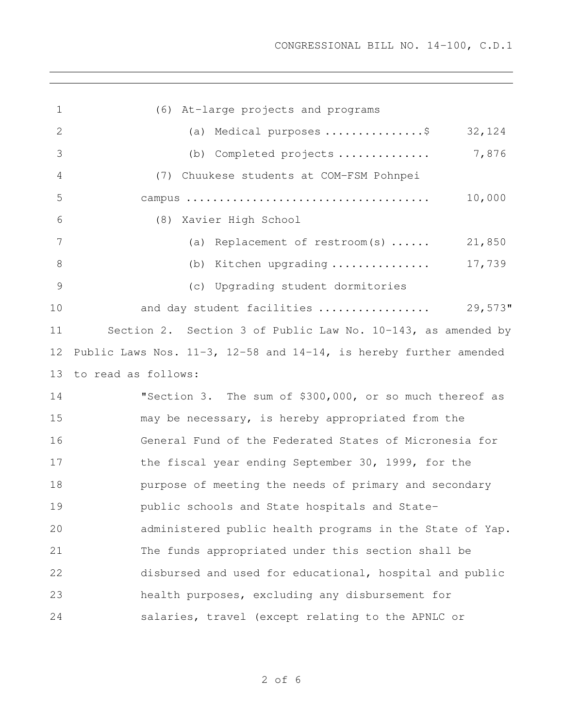(6) At-large projects and programs

(a) Medical purposes ...............$ 32,124

(b) Completed projects .............. 7,876

(7) Chuukese students at COM-FSM Pohnpei campus .................................... 10,000

(8) Xavier High School

(a) Replacement of restroom(s) ...... 21,850

(b) Kitchen upgrading ............... 17,739

(c) Upgrading student dormitories and day student facilities ................. 29,573"

Section 2. Section 3 of Public Law No. 10-143, as amended by Public Laws Nos. 11-3, 12-58 and 14-14, is hereby further amended to read as follows:

"Section 3. The sum of $300,000, or so much thereof as may be necessary, is hereby appropriated from the General Fund of the Federated States of Micronesia for the fiscal year ending September 30, 1999, for the purpose of meeting the needs of primary and secondary public schools and State hospitals and State-administered public health programs in the State of Yap. The funds appropriated under this section shall be disbursed and used for educational, hospital and public health purposes, excluding any disbursement for salaries, travel (except relating to the APNLC or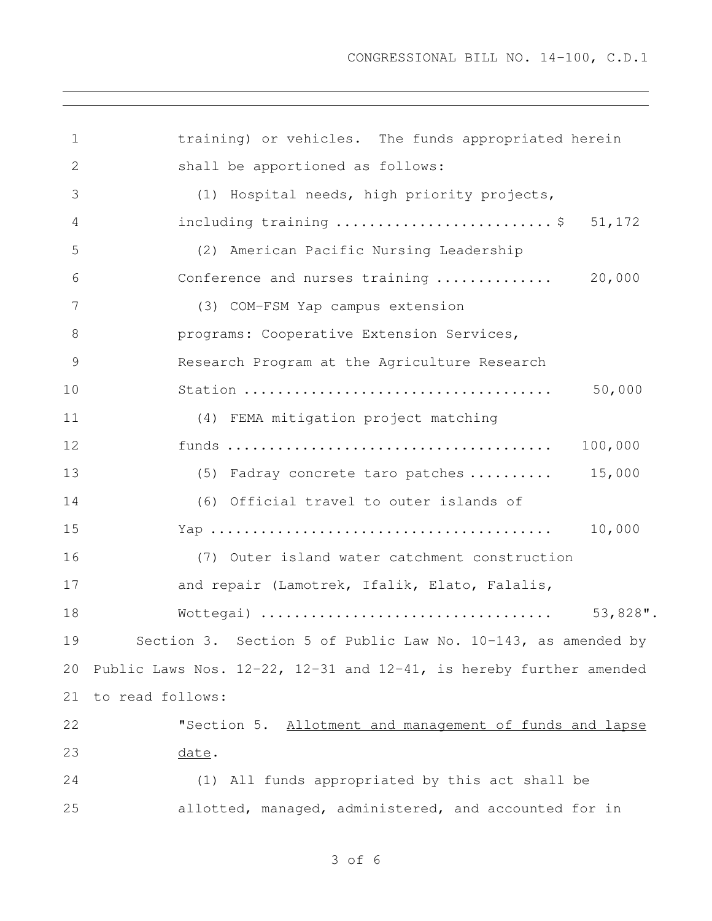training) or vehicles. The funds appropriated herein shall be apportioned as follows:

(1) Hospital needs, high priority projects, including training .......................... $ 51,172

(2) American Pacific Nursing Leadership Conference and nurses training .............. 20,000

(3) COM-FSM Yap campus extension programs: Cooperative Extension Services, Research Program at the Agriculture Research Station ..................................... 50,000

(4) FEMA mitigation project matching funds ....................................... 100,000

(5) Fadray concrete taro patches .......... 15,000

(6) Official travel to outer islands of Yap ......................................... 10,000

(7) Outer island water catchment construction and repair (Lamotrek, Ifalik, Elato, Falalis, Wottegai) .................................. 53,828".

Section 3. Section 5 of Public Law No. 10-143, as amended by Public Laws Nos. 12-22, 12-31 and 12-41, is hereby further amended to read follows:

"Section 5. Allotment and management of funds and lapse date.

(1) All funds appropriated by this act shall be allotted, managed, administered, and accounted for in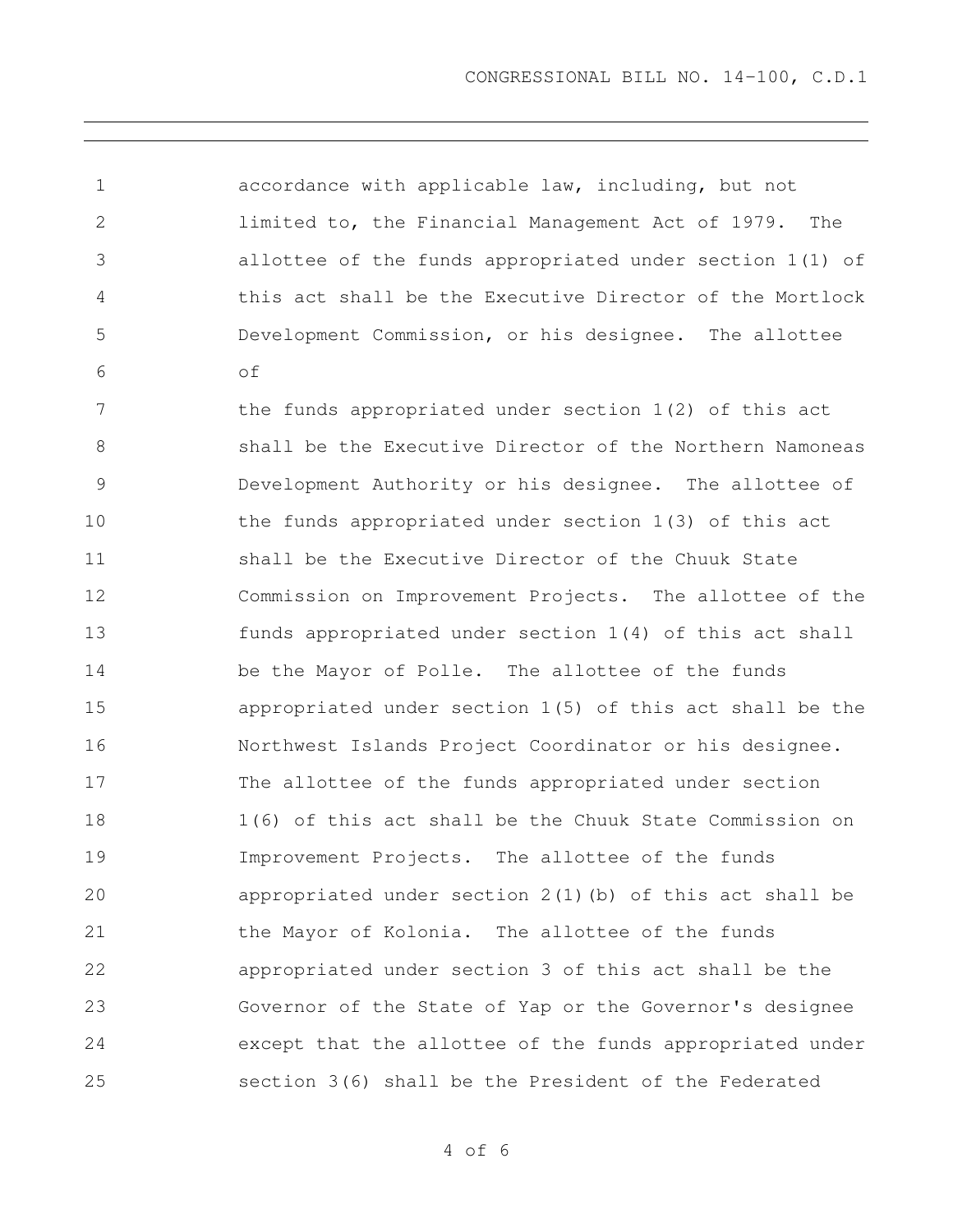accordance with applicable law, including, but not limited to, the Financial Management Act of 1979. The allottee of the funds appropriated under section 1(1) of this act shall be the Executive Director of the Mortlock Development Commission, or his designee. The allottee of the funds appropriated under section 1(2) of this act shall be the Executive Director of the Northern Namoneas Development Authority or his designee. The allottee of the funds appropriated under section 1(3) of this act shall be the Executive Director of the Chuuk State Commission on Improvement Projects. The allottee of the funds appropriated under section 1(4) of this act shall be the Mayor of Polle. The allottee of the funds appropriated under section 1(5) of this act shall be the Northwest Islands Project Coordinator or his designee. The allottee of the funds appropriated under section 1(6) of this act shall be the Chuuk State Commission on Improvement Projects. The allottee of the funds appropriated under section 2(1)(b) of this act shall be the Mayor of Kolonia. The allottee of the funds appropriated under section 3 of this act shall be the Governor of the State of Yap or the Governor's designee except that the allottee of the funds appropriated under section 3(6) shall be the President of the Federated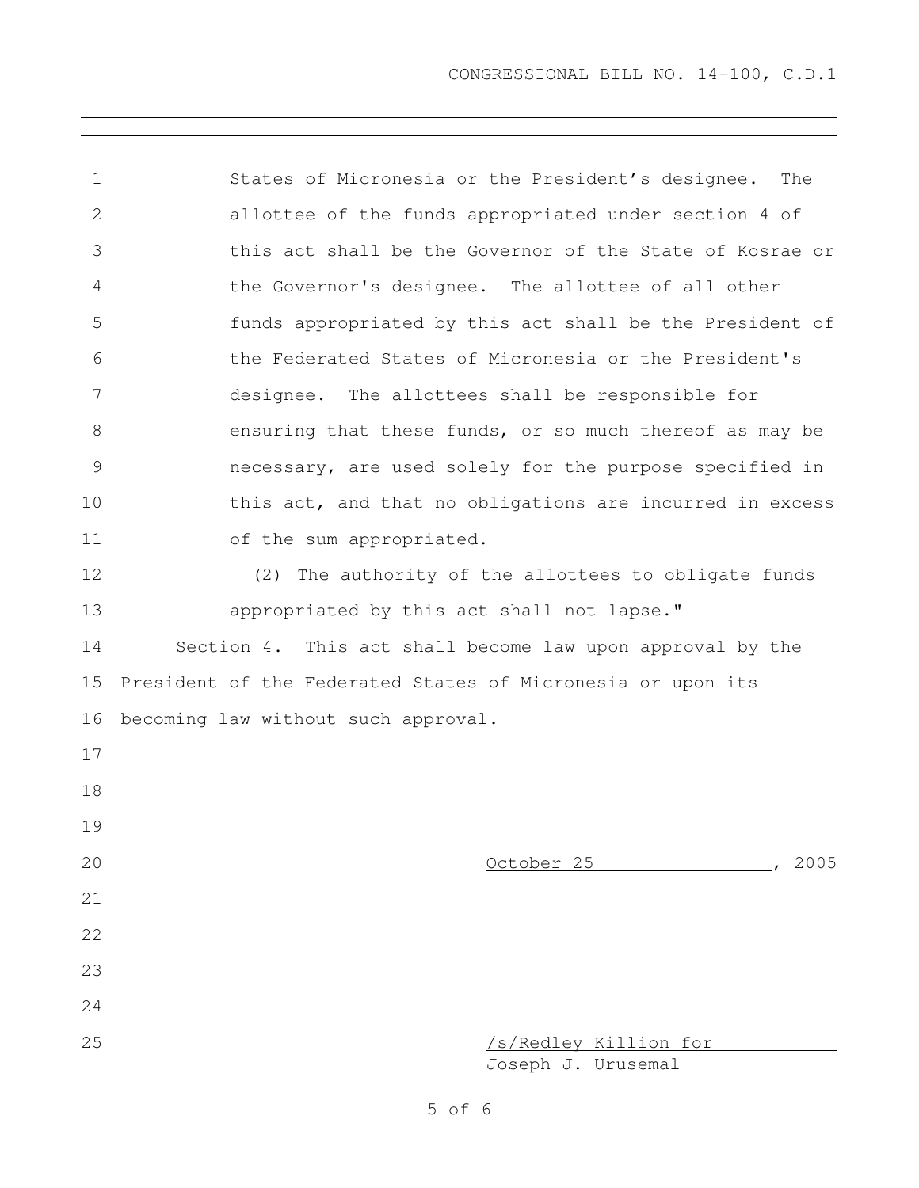States of Micronesia or the President's designee. The allottee of the funds appropriated under section 4 of this act shall be the Governor of the State of Kosrae or the Governor's designee. The allottee of all other funds appropriated by this act shall be the President of the Federated States of Micronesia or the President's designee. The allottees shall be responsible for ensuring that these funds, or so much thereof as may be necessary, are used solely for the purpose specified in this act, and that no obligations are incurred in excess of the sum appropriated.

(2) The authority of the allottees to obligate funds appropriated by this act shall not lapse."

Section 4. This act shall become law upon approval by the President of the Federated States of Micronesia or upon its becoming law without such approval.

October 25, 2005

/s/Redley Killion for
Joseph J. Urusemal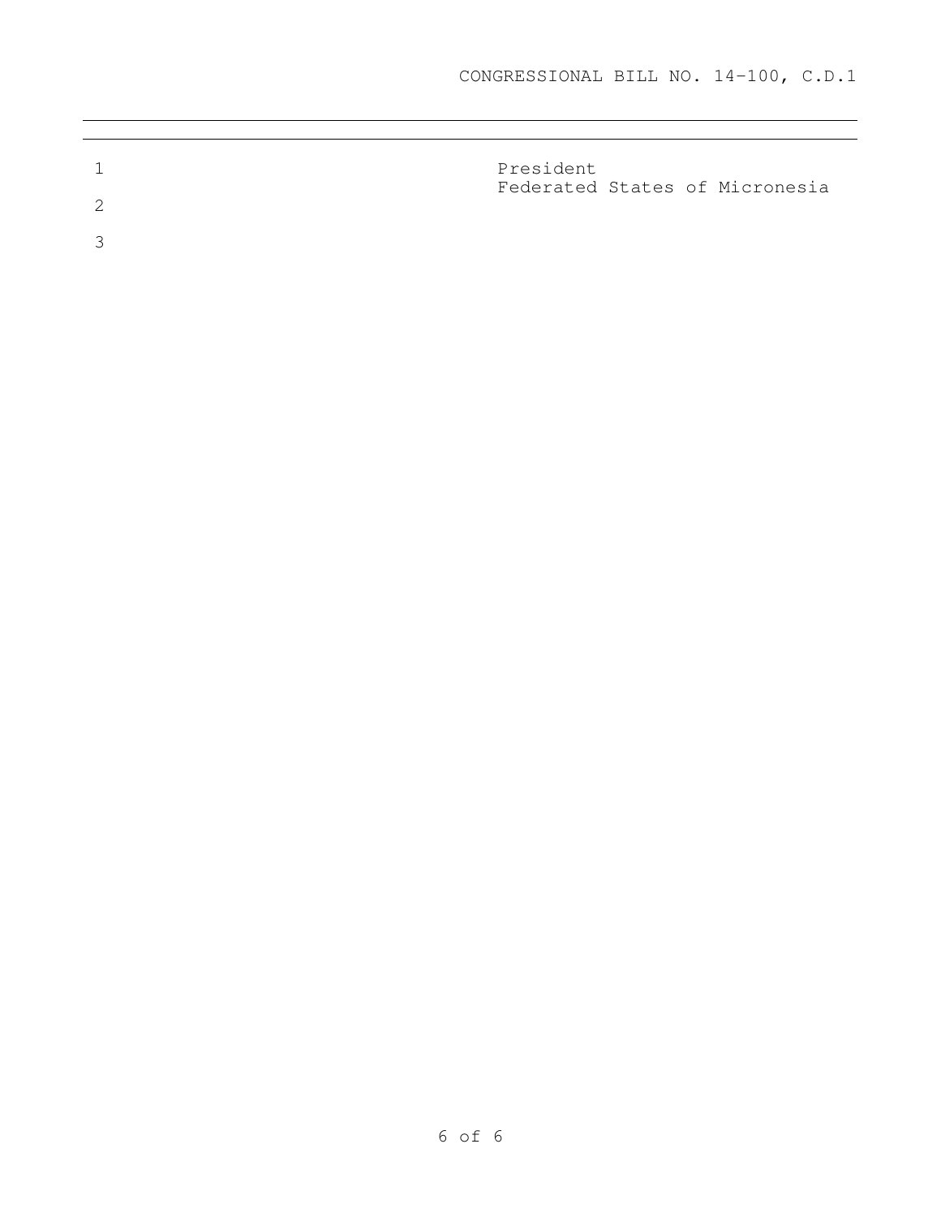President
Federated States of Micronesia